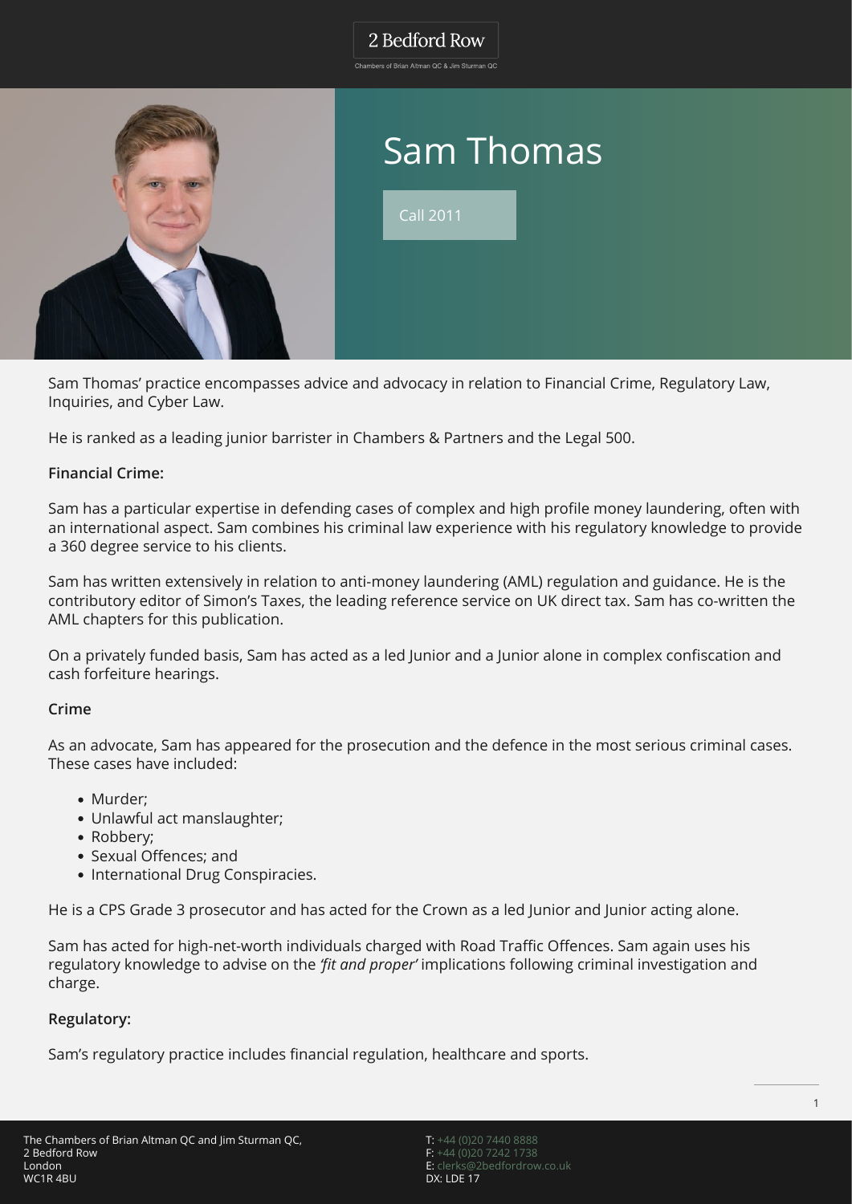2 Bedford Row

Chambers of Brian Altman QC & Jim Sturman QC

# Sam Thomas

Call 2011

Sam Thomas' practice encompasses advice and advocacy in relation to Financial Crime, Regulatory Law, Inquiries, and Cyber Law.

He is ranked as a leading junior barrister in Chambers & Partners and the Legal 500.

**Financial Crime:**

Sam has a particular expertise in defending cases of complex and high profile money laundering, often with an international aspect. Sam combines his criminal law experience with his regulatory knowledge to provide a 360 degree service to his clients.

Sam has written extensively in relation to anti-money laundering (AML) regulation and guidance. He is the contributory editor of Simon's Taxes, the leading reference service on UK direct tax. Sam has co-written the AML chapters for this publication.

On a privately funded basis, Sam has acted as a led Junior and a Junior alone in complex confiscation and cash forfeiture hearings.

**Crime**

As an advocate, Sam has appeared for the prosecution and the defence in the most serious criminal cases. These cases have included:

- Murder;
- Unlawful act manslaughter;
- Robbery;
- Sexual Offences; and
- International Drug Conspiracies.

He is a CPS Grade 3 prosecutor and has acted for the Crown as a led Junior and Junior acting alone.

Sam has acted for high-net-worth individuals charged with Road Traffic Offences. Sam again uses his regulatory knowledge to advise on the *'fit and proper'* implications following criminal investigation and charge.

**Regulatory:**

Sam's regulatory practice includes financial regulation, healthcare and sports.

The Chambers of Brian Altman QC and Jim Sturman QC,
2 Bedford Row
London
WC1R 4BU

T: +44 (0)20 7440 8888
F: +44 (0)20 7242 1738
E: clerks@2bedfordrow.co.uk
DX: LDE 17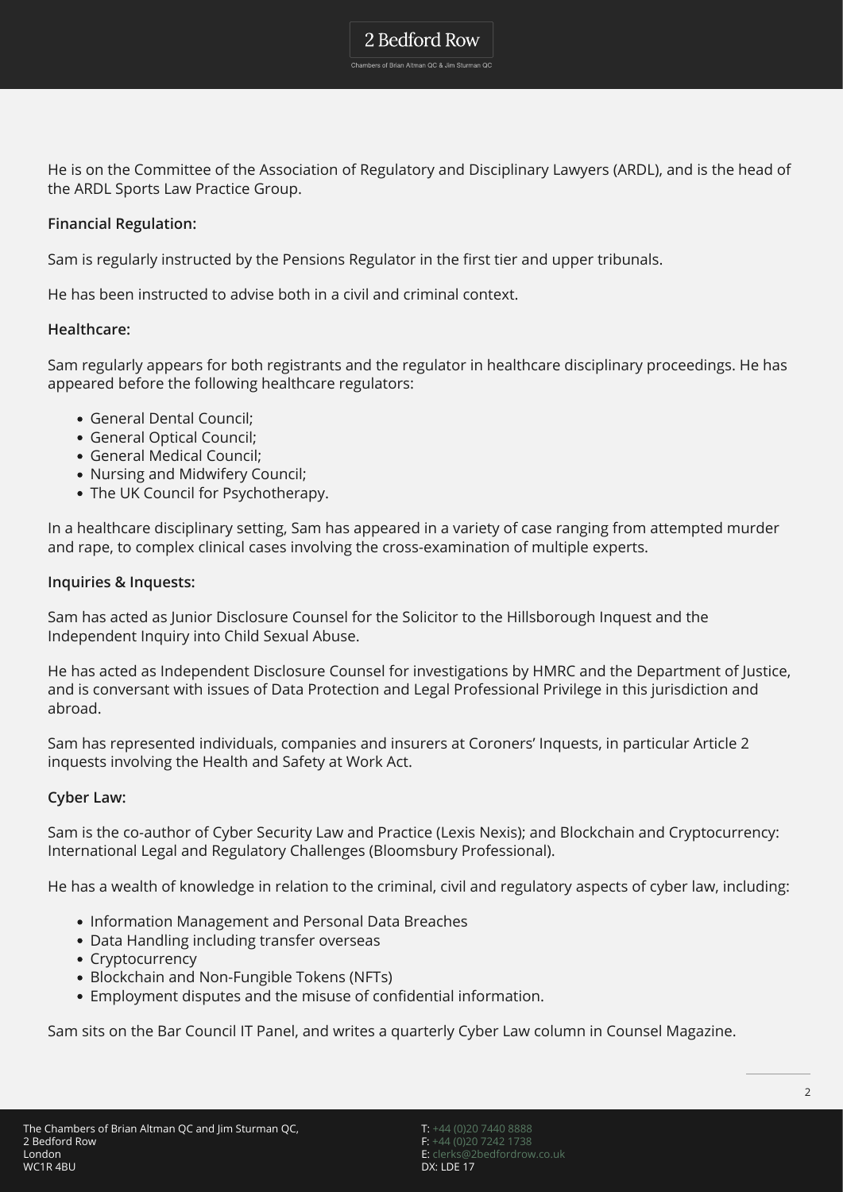He is on the Committee of the Association of Regulatory and Disciplinary Lawyers (ARDL), and is the head of the ARDL Sports Law Practice Group.

**Financial Regulation:**

Sam is regularly instructed by the Pensions Regulator in the first tier and upper tribunals.

He has been instructed to advise both in a civil and criminal context.

**Healthcare:**

Sam regularly appears for both registrants and the regulator in healthcare disciplinary proceedings. He has appeared before the following healthcare regulators:

- General Dental Council;
- General Optical Council;
- General Medical Council;
- Nursing and Midwifery Council;
- The UK Council for Psychotherapy.

In a healthcare disciplinary setting, Sam has appeared in a variety of case ranging from attempted murder and rape, to complex clinical cases involving the cross-examination of multiple experts.

**Inquiries & Inquests:**

Sam has acted as Junior Disclosure Counsel for the Solicitor to the Hillsborough Inquest and the Independent Inquiry into Child Sexual Abuse.

He has acted as Independent Disclosure Counsel for investigations by HMRC and the Department of Justice, and is conversant with issues of Data Protection and Legal Professional Privilege in this jurisdiction and abroad.

Sam has represented individuals, companies and insurers at Coroners' Inquests, in particular Article 2 inquests involving the Health and Safety at Work Act.

**Cyber Law:**

Sam is the co-author of Cyber Security Law and Practice (Lexis Nexis); and Blockchain and Cryptocurrency: International Legal and Regulatory Challenges (Bloomsbury Professional).

He has a wealth of knowledge in relation to the criminal, civil and regulatory aspects of cyber law, including:

- Information Management and Personal Data Breaches
- Data Handling including transfer overseas
- Cryptocurrency
- Blockchain and Non-Fungible Tokens (NFTs)
- Employment disputes and the misuse of confidential information.

Sam sits on the Bar Council IT Panel, and writes a quarterly Cyber Law column in Counsel Magazine.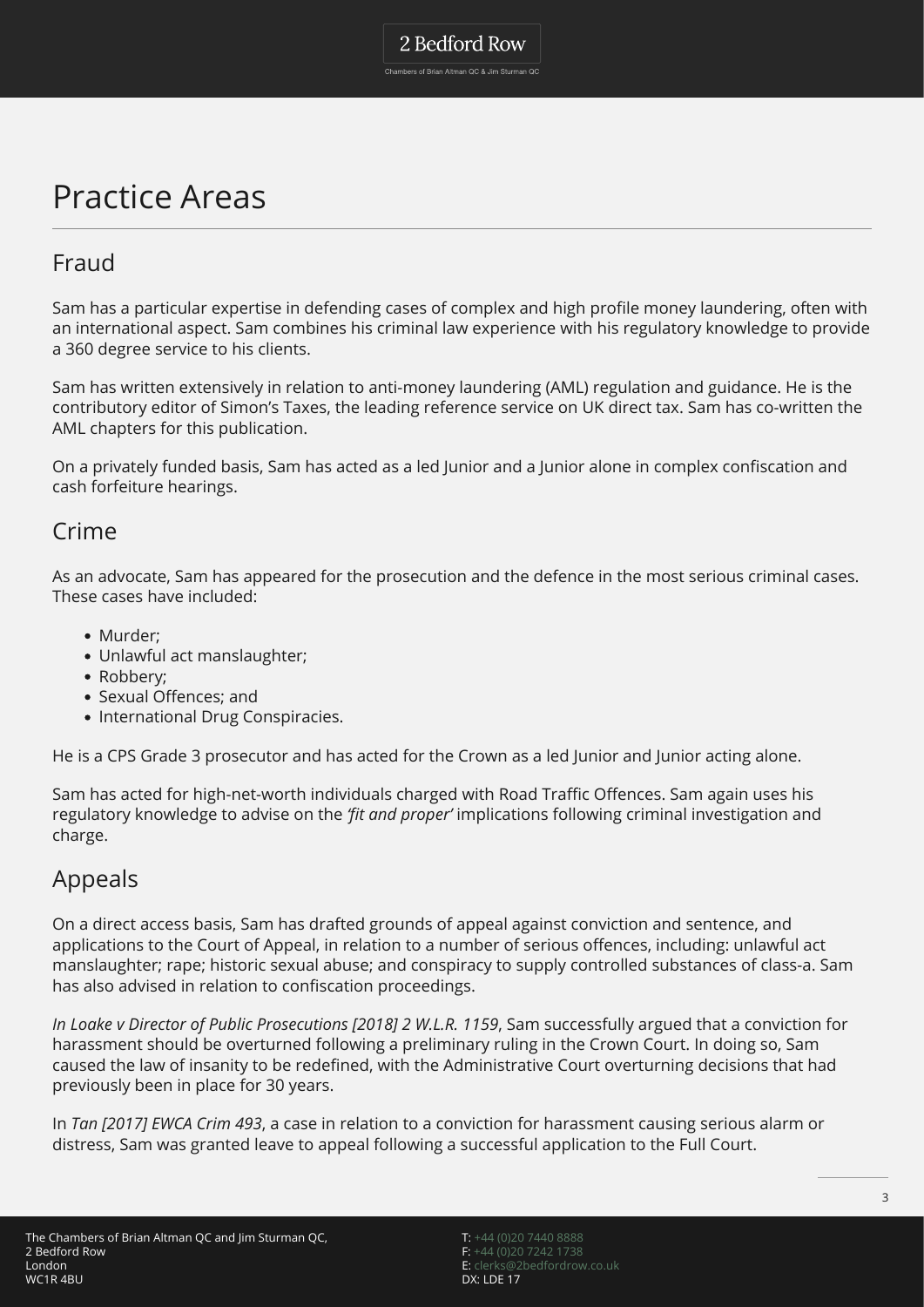# Practice Areas

## Fraud

Sam has a particular expertise in defending cases of complex and high profile money laundering, often with an international aspect. Sam combines his criminal law experience with his regulatory knowledge to provide a 360 degree service to his clients.

Sam has written extensively in relation to anti-money laundering (AML) regulation and guidance. He is the contributory editor of Simon's Taxes, the leading reference service on UK direct tax. Sam has co-written the AML chapters for this publication.

On a privately funded basis, Sam has acted as a led Junior and a Junior alone in complex confiscation and cash forfeiture hearings.

## Crime

As an advocate, Sam has appeared for the prosecution and the defence in the most serious criminal cases. These cases have included:

- Murder;
- Unlawful act manslaughter;
- Robbery;
- Sexual Offences; and
- International Drug Conspiracies.

He is a CPS Grade 3 prosecutor and has acted for the Crown as a led Junior and Junior acting alone.

Sam has acted for high-net-worth individuals charged with Road Traffic Offences. Sam again uses his regulatory knowledge to advise on the *'fit and proper'* implications following criminal investigation and charge.

## Appeals

On a direct access basis, Sam has drafted grounds of appeal against conviction and sentence, and applications to the Court of Appeal, in relation to a number of serious offences, including: unlawful act manslaughter; rape; historic sexual abuse; and conspiracy to supply controlled substances of class-a. Sam has also advised in relation to confiscation proceedings.

*In Loake v Director of Public Prosecutions [2018] 2 W.L.R. 1159*, Sam successfully argued that a conviction for harassment should be overturned following a preliminary ruling in the Crown Court. In doing so, Sam caused the law of insanity to be redefined, with the Administrative Court overturning decisions that had previously been in place for 30 years.

In *Tan [2017] EWCA Crim 493*, a case in relation to a conviction for harassment causing serious alarm or distress, Sam was granted leave to appeal following a successful application to the Full Court.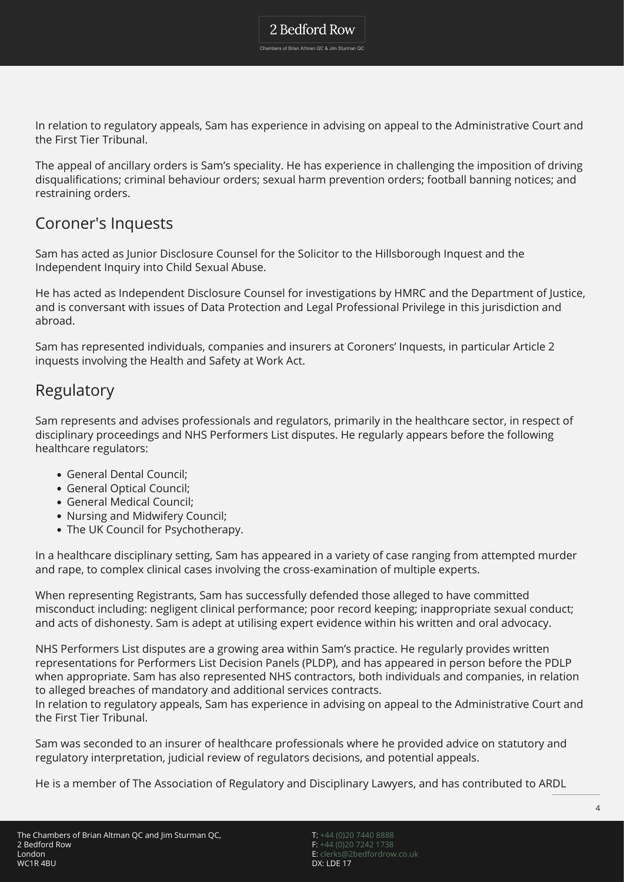In relation to regulatory appeals, Sam has experience in advising on appeal to the Administrative Court and the First Tier Tribunal.

The appeal of ancillary orders is Sam's speciality. He has experience in challenging the imposition of driving disqualifications; criminal behaviour orders; sexual harm prevention orders; football banning notices; and restraining orders.

## Coroner's Inquests

Sam has acted as Junior Disclosure Counsel for the Solicitor to the Hillsborough Inquest and the Independent Inquiry into Child Sexual Abuse.

He has acted as Independent Disclosure Counsel for investigations by HMRC and the Department of Justice, and is conversant with issues of Data Protection and Legal Professional Privilege in this jurisdiction and abroad.

Sam has represented individuals, companies and insurers at Coroners' Inquests, in particular Article 2 inquests involving the Health and Safety at Work Act.

## Regulatory

Sam represents and advises professionals and regulators, primarily in the healthcare sector, in respect of disciplinary proceedings and NHS Performers List disputes. He regularly appears before the following healthcare regulators:

- General Dental Council;
- General Optical Council;
- General Medical Council;
- Nursing and Midwifery Council;
- The UK Council for Psychotherapy.

In a healthcare disciplinary setting, Sam has appeared in a variety of case ranging from attempted murder and rape, to complex clinical cases involving the cross-examination of multiple experts.

When representing Registrants, Sam has successfully defended those alleged to have committed misconduct including: negligent clinical performance; poor record keeping; inappropriate sexual conduct; and acts of dishonesty. Sam is adept at utilising expert evidence within his written and oral advocacy.

NHS Performers List disputes are a growing area within Sam's practice. He regularly provides written representations for Performers List Decision Panels (PLDP), and has appeared in person before the PDLP when appropriate. Sam has also represented NHS contractors, both individuals and companies, in relation to alleged breaches of mandatory and additional services contracts.
In relation to regulatory appeals, Sam has experience in advising on appeal to the Administrative Court and the First Tier Tribunal.

Sam was seconded to an insurer of healthcare professionals where he provided advice on statutory and regulatory interpretation, judicial review of regulators decisions, and potential appeals.

He is a member of The Association of Regulatory and Disciplinary Lawyers, and has contributed to ARDL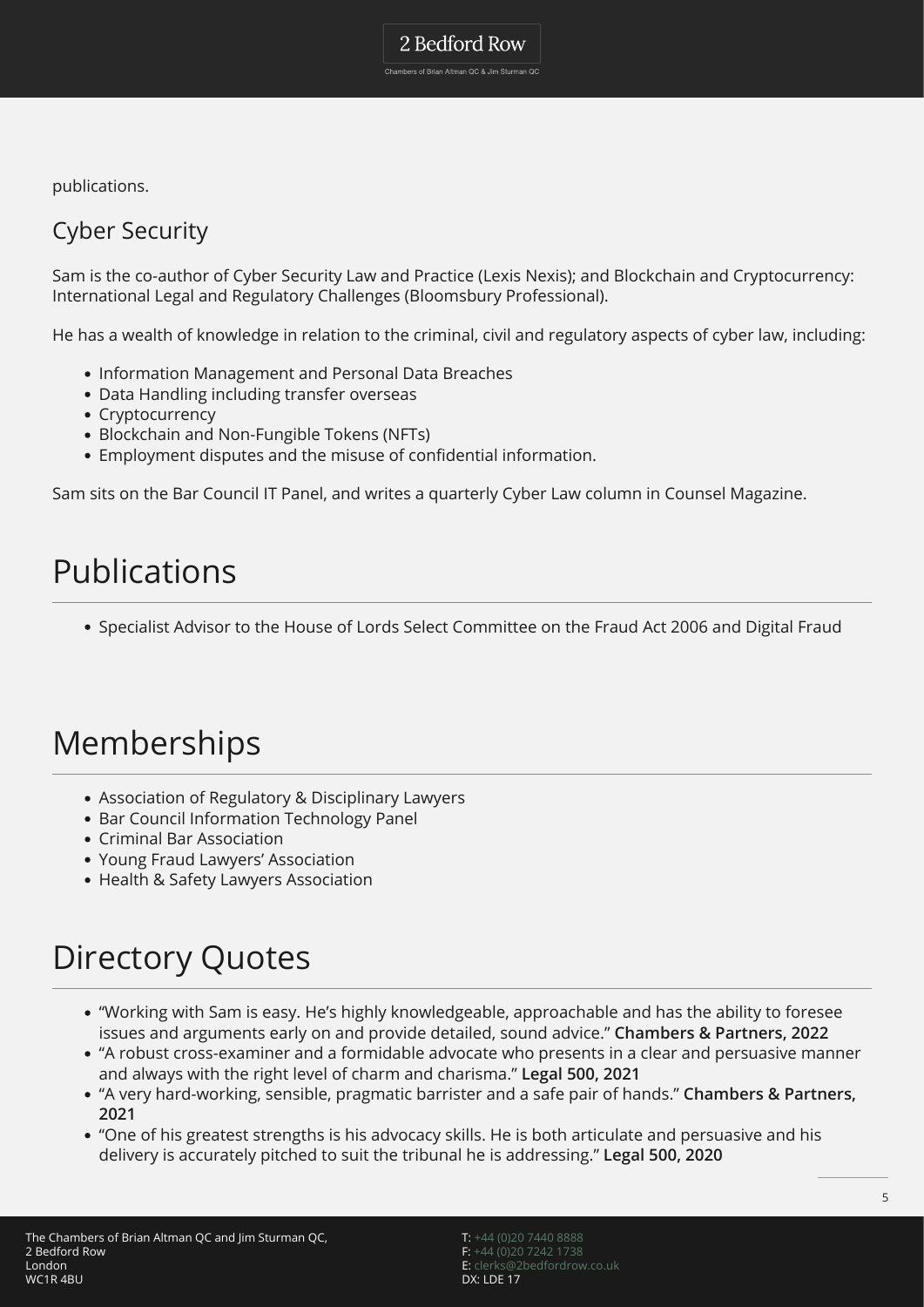publications.

## Cyber Security

Sam is the co-author of Cyber Security Law and Practice (Lexis Nexis); and Blockchain and Cryptocurrency: International Legal and Regulatory Challenges (Bloomsbury Professional).

He has a wealth of knowledge in relation to the criminal, civil and regulatory aspects of cyber law, including:

- Information Management and Personal Data Breaches
- Data Handling including transfer overseas
- Cryptocurrency
- Blockchain and Non-Fungible Tokens (NFTs)
- Employment disputes and the misuse of confidential information.

Sam sits on the Bar Council IT Panel, and writes a quarterly Cyber Law column in Counsel Magazine.

# Publications

- Specialist Advisor to the House of Lords Select Committee on the Fraud Act 2006 and Digital Fraud

# Memberships

- Association of Regulatory & Disciplinary Lawyers
- Bar Council Information Technology Panel
- Criminal Bar Association
- Young Fraud Lawyers' Association
- Health & Safety Lawyers Association

# Directory Quotes

- "Working with Sam is easy. He's highly knowledgeable, approachable and has the ability to foresee issues and arguments early on and provide detailed, sound advice." **Chambers & Partners, 2022**
- "A robust cross-examiner and a formidable advocate who presents in a clear and persuasive manner and always with the right level of charm and charisma." **Legal 500, 2021**
- "A very hard-working, sensible, pragmatic barrister and a safe pair of hands." **Chambers & Partners, 2021**
- "One of his greatest strengths is his advocacy skills. He is both articulate and persuasive and his delivery is accurately pitched to suit the tribunal he is addressing." **Legal 500, 2020**